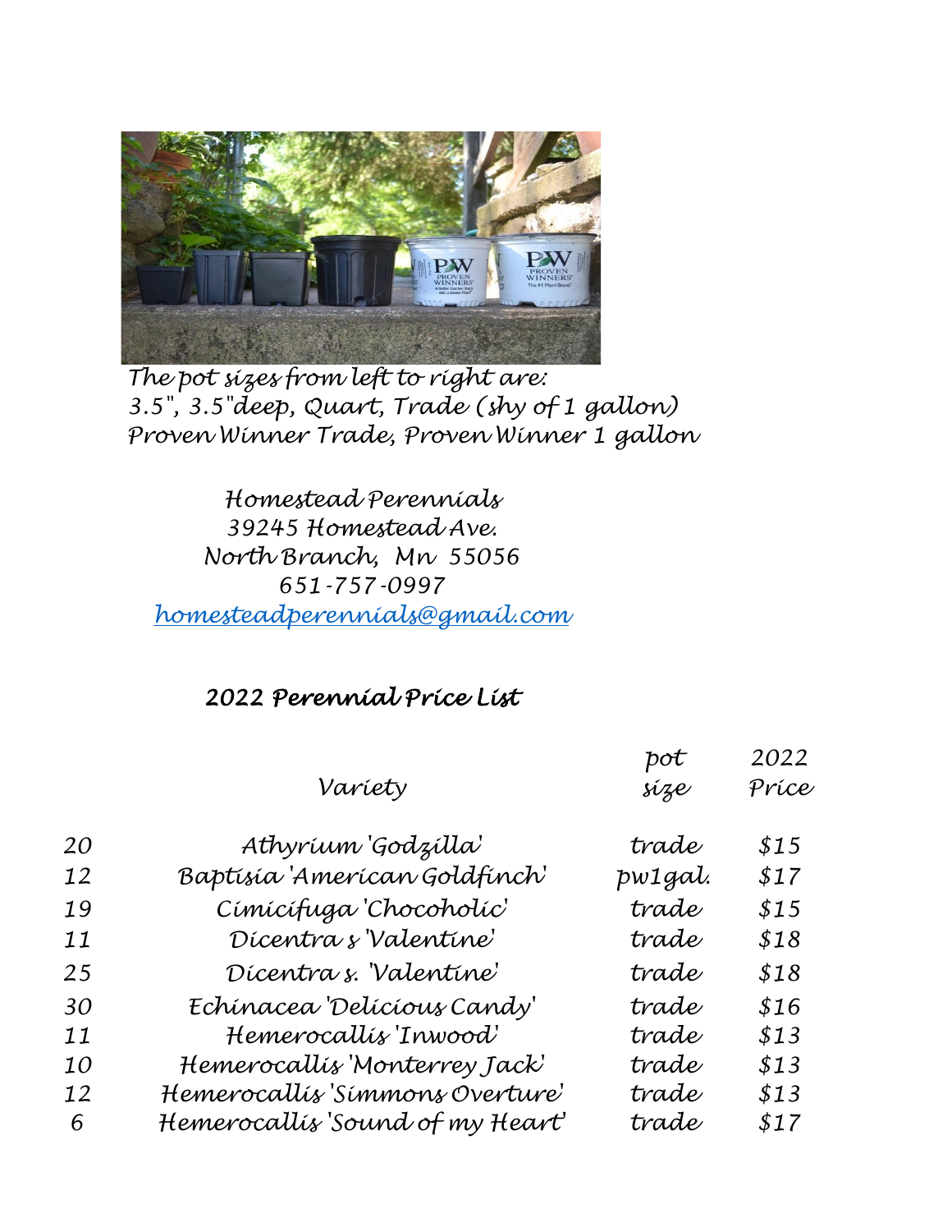The pot sizes from left to right are:
3.5", 3.5"deep, Quart, Trade (shy of 1 gallon)
Proven Winner Trade, Proven Winner 1 gallon

Homestead Perennials
39245 Homestead Ave.
North Branch, Mn 55056
651-757-0997
homesteadperennials@gmail.com

## 2022 Perennial Price List

| | Variety | pot size | 2022 Price |
|---|---|---|---|
| 20 | Athyrium 'Godzilla' | trade | $15 |
| 12 | Baptisia 'American Goldfinch' | pw1gal. | $17 |
| 19 | Cimicifuga 'Chocoholic' | trade | $15 |
| 11 | Dicentra s 'Valentine' | trade | $18 |
| 25 | Dicentra s. 'Valentine' | trade | $18 |
| 30 | Echinacea 'Delicious Candy' | trade | $16 |
| 11 | Hemerocallis 'Inwood' | trade | $13 |
| 10 | Hemerocallis 'Monterrey Jack' | trade | $13 |
| 12 | Hemerocallis 'Simmons Overture' | trade | $13 |
| 6 | Hemerocallis 'Sound of my Heart' | trade | $17 |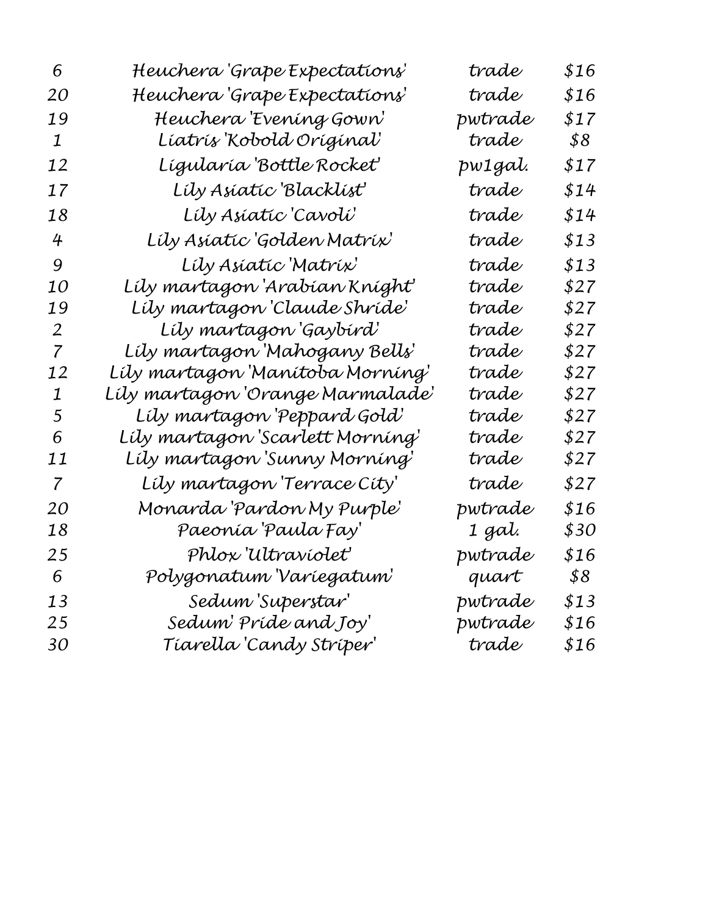| | | | |
|---|---|---|---|
| 6 | Heuchera 'Grape Expectations' | trade | $16 |
| 20 | Heuchera 'Grape Expectations' | trade | $16 |
| 19 | Heuchera 'Evening Gown' | pwtrade | $17 |
| 1 | Liatris 'Kobold Original' | trade | $8 |
| 12 | Ligularia 'Bottle Rocket' | pw1gal. | $17 |
| 17 | Lily Asiatic 'Blacklist' | trade | $14 |
| 18 | Lily Asiatic 'Cavoli' | trade | $14 |
| 4 | Lily Asiatic 'Golden Matrix' | trade | $13 |
| 9 | Lily Asiatic 'Matrix' | trade | $13 |
| 10 | Lily martagon 'Arabian Knight' | trade | $27 |
| 19 | Lily martagon 'Claude Shride' | trade | $27 |
| 2 | Lily martagon 'Gaybird' | trade | $27 |
| 7 | Lily martagon 'Mahogany Bells' | trade | $27 |
| 12 | Lily martagon 'Manitoba Morning' | trade | $27 |
| 1 | Lily martagon 'Orange Marmalade' | trade | $27 |
| 5 | Lily martagon 'Peppard Gold' | trade | $27 |
| 6 | Lily martagon 'Scarlett Morning' | trade | $27 |
| 11 | Lily martagon 'Sunny Morning' | trade | $27 |
| 7 | Lily martagon 'Terrace City' | trade | $27 |
| 20 | Monarda 'Pardon My Purple' | pwtrade | $16 |
| 18 | Paeonia 'Paula Fay' | 1 gal. | $30 |
| 25 | Phlox 'Ultraviolet' | pwtrade | $16 |
| 6 | Polygonatum 'Variegatum' | quart | $8 |
| 13 | Sedum 'Superstar' | pwtrade | $13 |
| 25 | Sedum' Pride and Joy' | pwtrade | $16 |
| 30 | Tiarella 'Candy Striper' | trade | $16 |